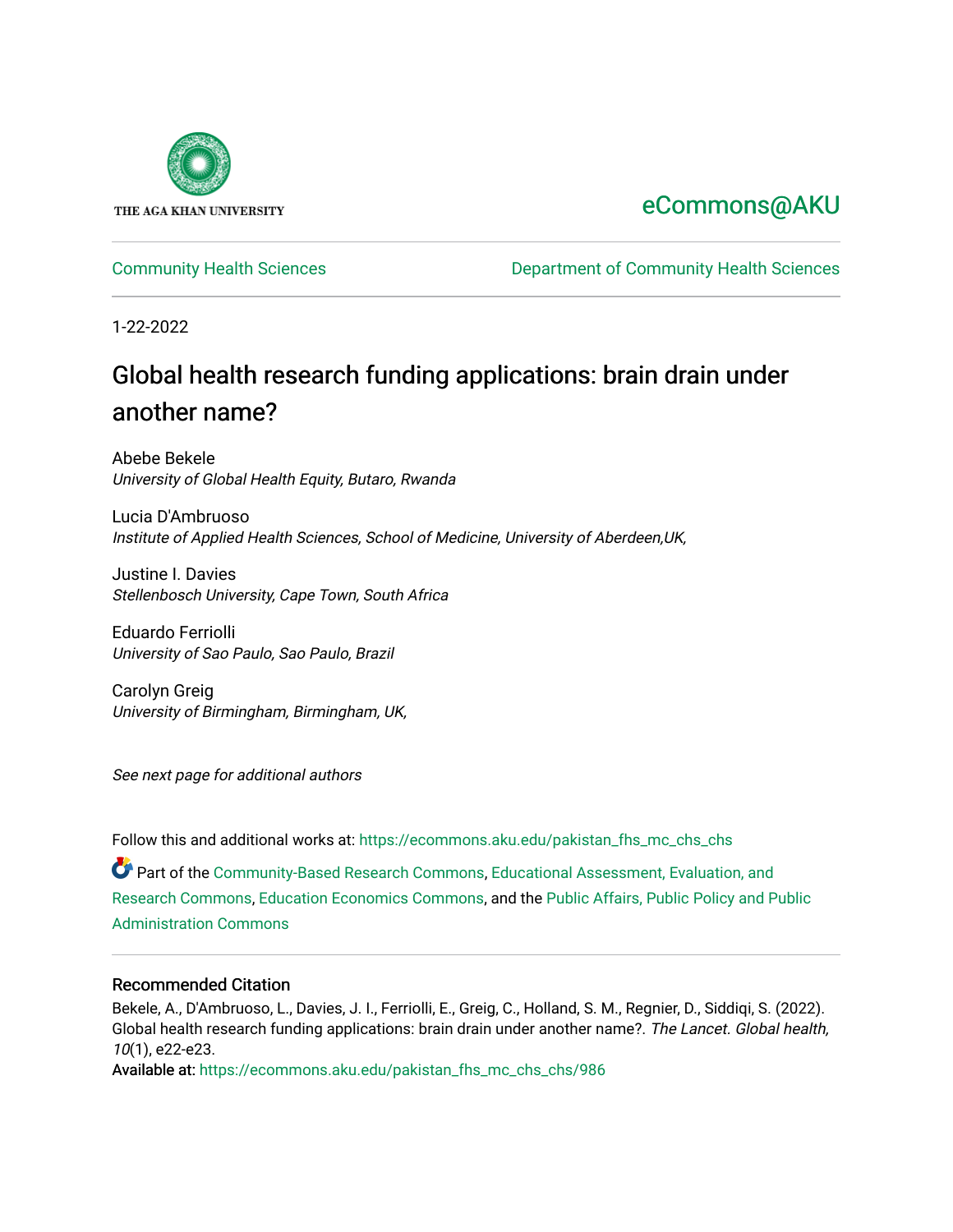THE AGA KHAN UNIVERSITY

eCommons@AKU

Community Health Sciences

Department of Community Health Sciences

1-22-2022

# Global health research funding applications: brain drain under another name?

Abebe Bekele
*University of Global Health Equity, Butaro, Rwanda*

Lucia D'Ambruoso
*Institute of Applied Health Sciences, School of Medicine, University of Aberdeen,UK,*

Justine I. Davies
*Stellenbosch University, Cape Town, South Africa*

Eduardo Ferriolli
*University of Sao Paulo, Sao Paulo, Brazil*

Carolyn Greig
*University of Birmingham, Birmingham, UK,*

*See next page for additional authors*

Follow this and additional works at: https://ecommons.aku.edu/pakistan_fhs_mc_chs_chs

Part of the Community-Based Research Commons, Educational Assessment, Evaluation, and Research Commons, Education Economics Commons, and the Public Affairs, Public Policy and Public Administration Commons

## Recommended Citation

Bekele, A., D'Ambruoso, L., Davies, J. I., Ferriolli, E., Greig, C., Holland, S. M., Regnier, D., Siddiqi, S. (2022). Global health research funding applications: brain drain under another name?. *The Lancet. Global health, 10*(1), e22-e23.

Available at: https://ecommons.aku.edu/pakistan_fhs_mc_chs_chs/986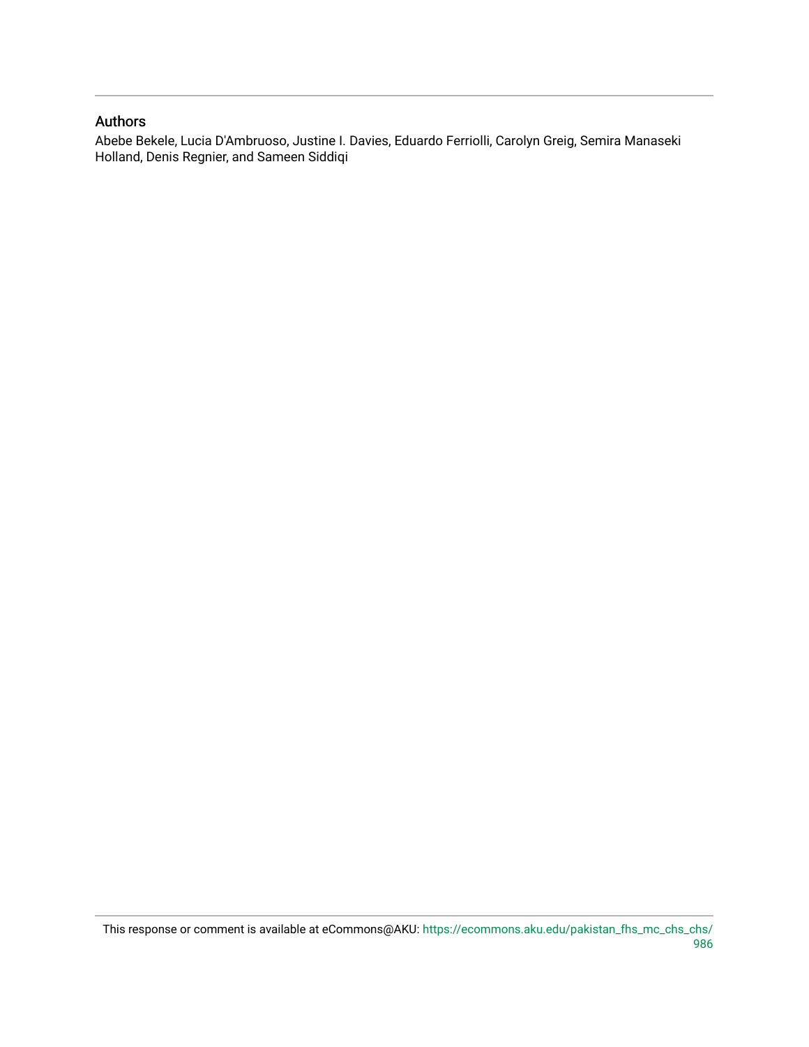## Authors

Abebe Bekele, Lucia D'Ambruoso, Justine I. Davies, Eduardo Ferriolli, Carolyn Greig, Semira Manaseki Holland, Denis Regnier, and Sameen Siddiqi

This response or comment is available at eCommons@AKU: https://ecommons.aku.edu/pakistan_fhs_mc_chs_chs/986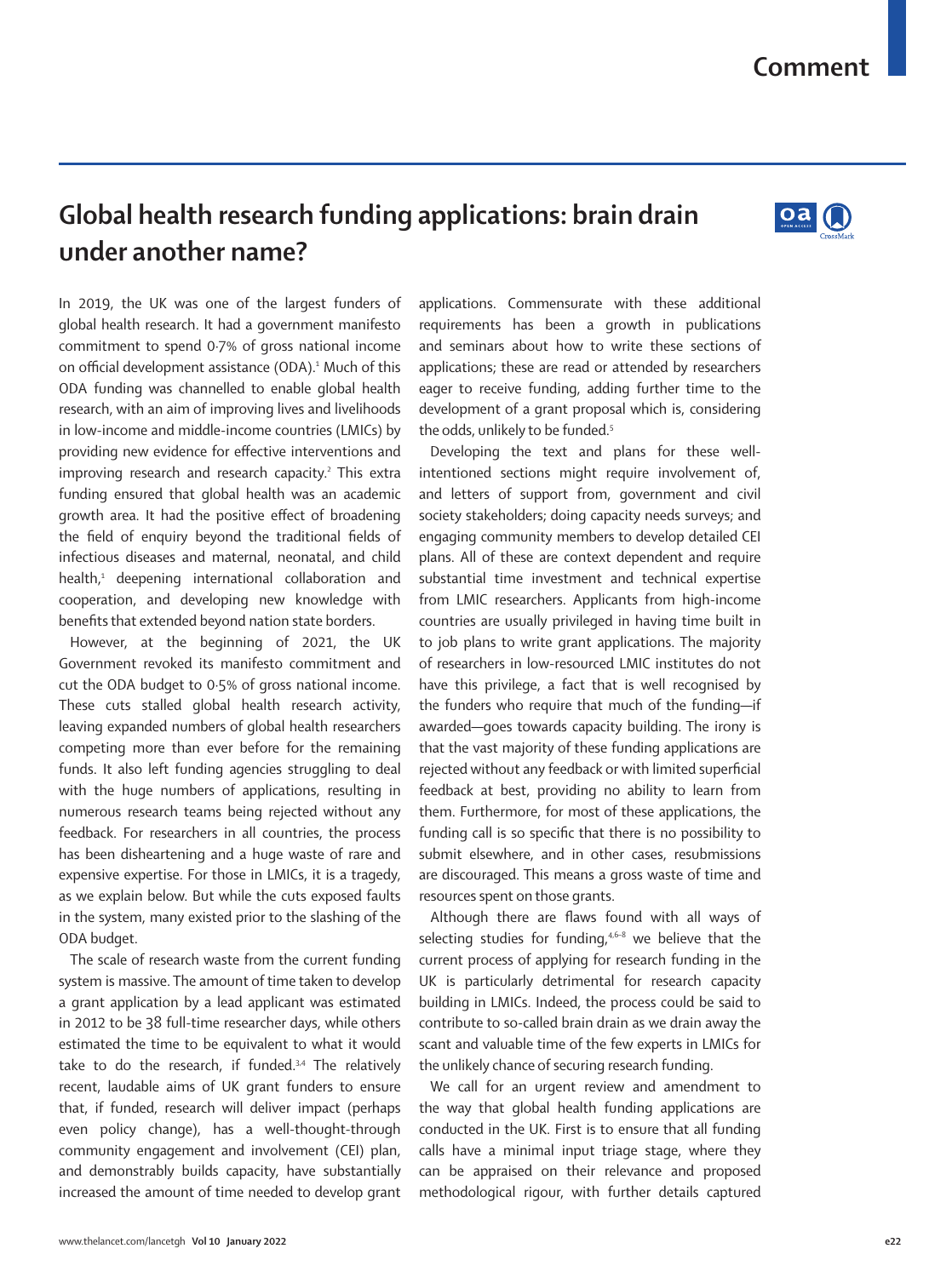Comment

# Global health research funding applications: brain drain under another name?

In 2019, the UK was one of the largest funders of global health research. It had a government manifesto commitment to spend 0·7% of gross national income on official development assistance (ODA).[1] Much of this ODA funding was channelled to enable global health research, with an aim of improving lives and livelihoods in low-income and middle-income countries (LMICs) by providing new evidence for effective interventions and improving research and research capacity.[2] This extra funding ensured that global health was an academic growth area. It had the positive effect of broadening the field of enquiry beyond the traditional fields of infectious diseases and maternal, neonatal, and child health,[1] deepening international collaboration and cooperation, and developing new knowledge with benefits that extended beyond nation state borders.

However, at the beginning of 2021, the UK Government revoked its manifesto commitment and cut the ODA budget to 0·5% of gross national income. These cuts stalled global health research activity, leaving expanded numbers of global health researchers competing more than ever before for the remaining funds. It also left funding agencies struggling to deal with the huge numbers of applications, resulting in numerous research teams being rejected without any feedback. For researchers in all countries, the process has been disheartening and a huge waste of rare and expensive expertise. For those in LMICs, it is a tragedy, as we explain below. But while the cuts exposed faults in the system, many existed prior to the slashing of the ODA budget.

The scale of research waste from the current funding system is massive. The amount of time taken to develop a grant application by a lead applicant was estimated in 2012 to be 38 full-time researcher days, while others estimated the time to be equivalent to what it would take to do the research, if funded.[3,4] The relatively recent, laudable aims of UK grant funders to ensure that, if funded, research will deliver impact (perhaps even policy change), has a well-thought-through community engagement and involvement (CEI) plan, and demonstrably builds capacity, have substantially increased the amount of time needed to develop grant applications. Commensurate with these additional requirements has been a growth in publications and seminars about how to write these sections of applications; these are read or attended by researchers eager to receive funding, adding further time to the development of a grant proposal which is, considering the odds, unlikely to be funded.[5]

Developing the text and plans for these well-intentioned sections might require involvement of, and letters of support from, government and civil society stakeholders; doing capacity needs surveys; and engaging community members to develop detailed CEI plans. All of these are context dependent and require substantial time investment and technical expertise from LMIC researchers. Applicants from high-income countries are usually privileged in having time built in to job plans to write grant applications. The majority of researchers in low-resourced LMIC institutes do not have this privilege, a fact that is well recognised by the funders who require that much of the funding—if awarded—goes towards capacity building. The irony is that the vast majority of these funding applications are rejected without any feedback or with limited superficial feedback at best, providing no ability to learn from them. Furthermore, for most of these applications, the funding call is so specific that there is no possibility to submit elsewhere, and in other cases, resubmissions are discouraged. This means a gross waste of time and resources spent on those grants.

Although there are flaws found with all ways of selecting studies for funding,[4,6–8] we believe that the current process of applying for research funding in the UK is particularly detrimental for research capacity building in LMICs. Indeed, the process could be said to contribute to so-called brain drain as we drain away the scant and valuable time of the few experts in LMICs for the unlikely chance of securing research funding.

We call for an urgent review and amendment to the way that global health funding applications are conducted in the UK. First is to ensure that all funding calls have a minimal input triage stage, where they can be appraised on their relevance and proposed methodological rigour, with further details captured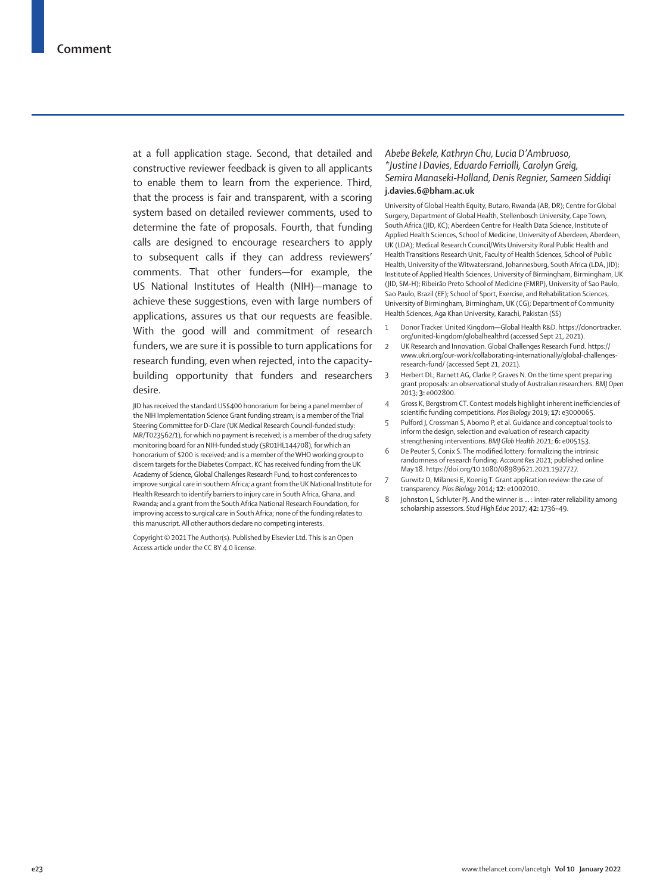at a full application stage. Second, that detailed and constructive reviewer feedback is given to all applicants to enable them to learn from the experience. Third, that the process is fair and transparent, with a scoring system based on detailed reviewer comments, used to determine the fate of proposals. Fourth, that funding calls are designed to encourage researchers to apply to subsequent calls if they can address reviewers' comments. That other funders—for example, the US National Institutes of Health (NIH)—manage to achieve these suggestions, even with large numbers of applications, assures us that our requests are feasible. With the good will and commitment of research funders, we are sure it is possible to turn applications for research funding, even when rejected, into the capacity-building opportunity that funders and researchers desire.

JID has received the standard US$400 honorarium for being a panel member of the NIH Implementation Science Grant funding stream; is a member of the Trial Steering Committee for D-Clare (UK Medical Research Council-funded study: MR/T023562/1), for which no payment is received; is a member of the drug safety monitoring board for an NIH-funded study (5R01HL144708), for which an honorarium of $200 is received; and is a member of the WHO working group to discern targets for the Diabetes Compact. KC has received funding from the UK Academy of Science, Global Challenges Research Fund, to host conferences to improve surgical care in southern Africa; a grant from the UK National Institute for Health Research to identify barriers to injury care in South Africa, Ghana, and Rwanda; and a grant from the South Africa National Research Foundation, for improving access to surgical care in South Africa; none of the funding relates to this manuscript. All other authors declare no competing interests.

Copyright © 2021 The Author(s). Published by Elsevier Ltd. This is an Open Access article under the CC BY 4.0 license.

*Abebe Bekele, Kathryn Chu, Lucia D'Ambruoso, \*Justine I Davies, Eduardo Ferriolli, Carolyn Greig, Semira Manaseki-Holland, Denis Regnier, Sameen Siddiqi*
**j.davies.6@bham.ac.uk**

University of Global Health Equity, Butaro, Rwanda (AB, DR); Centre for Global Surgery, Department of Global Health, Stellenbosch University, Cape Town, South Africa (JID, KC); Aberdeen Centre for Health Data Science, Institute of Applied Health Sciences, School of Medicine, University of Aberdeen, Aberdeen, UK (LDA); Medical Research Council/Wits University Rural Public Health and Health Transitions Research Unit, Faculty of Health Sciences, School of Public Health, University of the Witwatersrand, Johannesburg, South Africa (LDA, JID); Institute of Applied Health Sciences, University of Birmingham, Birmingham, UK (JID, SM-H); Ribeirão Preto School of Medicine (FMRP), University of Sao Paulo, Sao Paulo, Brazil (EF); School of Sport, Exercise, and Rehabilitation Sciences, University of Birmingham, Birmingham, UK (CG); Department of Community Health Sciences, Aga Khan University, Karachi, Pakistan (SS)

1. Donor Tracker. United Kingdom—Global Health R&D. https://donortracker.org/united-kingdom/globalhealthrd (accessed Sept 21, 2021).
2. UK Research and Innovation. Global Challenges Research Fund. https://www.ukri.org/our-work/collaborating-internationally/global-challenges-research-fund/ (accessed Sept 21, 2021).
3. Herbert DL, Barnett AG, Clarke P, Graves N. On the time spent preparing grant proposals: an observational study of Australian researchers. *BMJ Open* 2013; **3:** e002800.
4. Gross K, Bergstrom CT. Contest models highlight inherent inefficiencies of scientific funding competitions. *Plos Biology* 2019; **17:** e3000065.
5. Pulford J, Crossman S, Abomo P, et al. Guidance and conceptual tools to inform the design, selection and evaluation of research capacity strengthening interventions. *BMJ Glob Health* 2021; **6:** e005153.
6. De Peuter S, Conix S. The modified lottery: formalizing the intrinsic randomness of research funding. *Account Res* 2021; published online May 18. https://doi.org/10.1080/08989621.2021.1927727.
7. Gurwitz D, Milanesi E, Koenig T. Grant application review: the case of transparency. *Plos Biology* 2014; **12:** e1002010.
8. Johnston L, Schluter PJ. And the winner is ... : inter-rater reliability among scholarship assessors. *Stud High Educ* 2017; **42:** 1736–49.